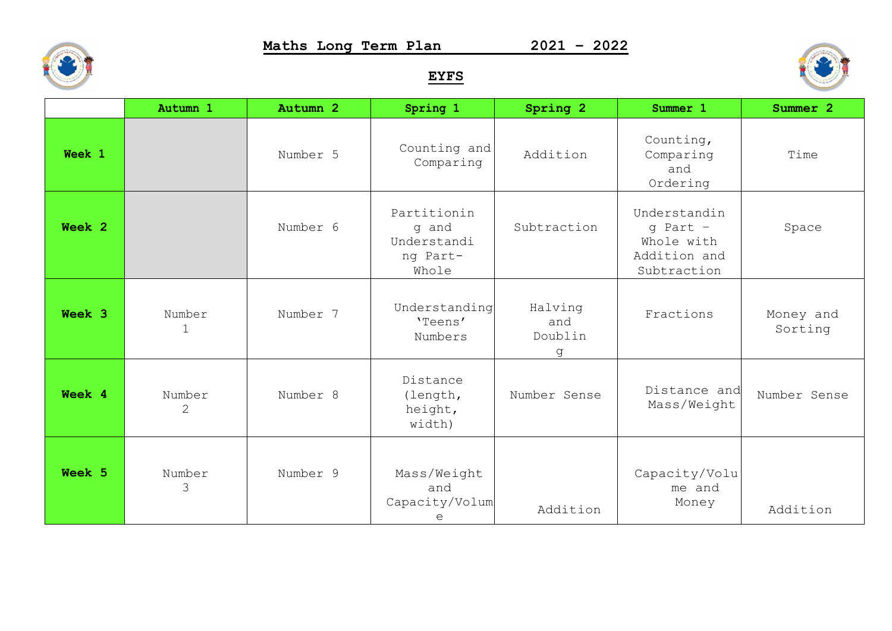# Maths Long Term Plan 2021 – 2022

## EYFS

| | Autumn 1 | Autumn 2 | Spring 1 | Spring 2 | Summer 1 | Summer 2 |
|---|---|---|---|---|---|---|
| **Week 1** | | Number 5 | Counting and Comparing | Addition | Counting, Comparing and Ordering | Time |
| **Week 2** | | Number 6 | Partitioning and Understanding Part-Whole | Subtraction | Understanding Part – Whole with Addition and Subtraction | Space |
| **Week 3** | Number 1 | Number 7 | Understanding 'Teens' Numbers | Halving and Doubling | Fractions | Money and Sorting |
| **Week 4** | Number 2 | Number 8 | Distance (length, height, width) | Number Sense | Distance and Mass/Weight | Number Sense |
| **Week 5** | Number 3 | Number 9 | Mass/Weight and Capacity/Volume | Addition | Capacity/Volume and Money | Addition |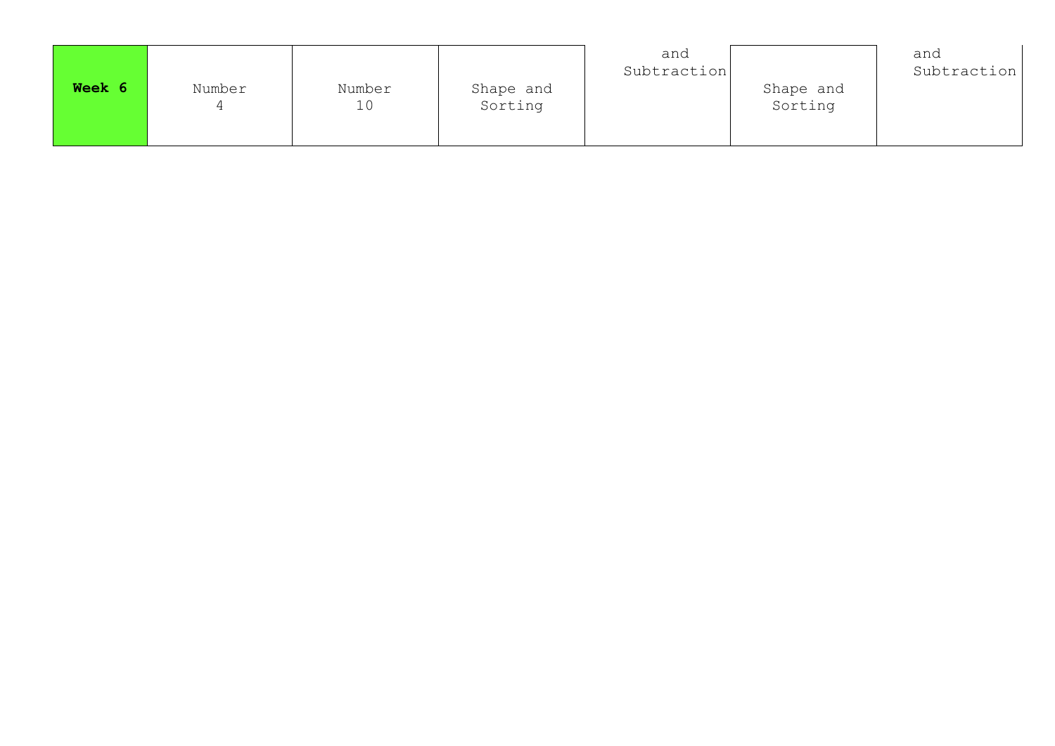| Week 6 | Number 4 | Number 10 | Shape and Sorting | and Subtraction | Shape and Sorting | and Subtraction |
|---|---|---|---|---|---|---|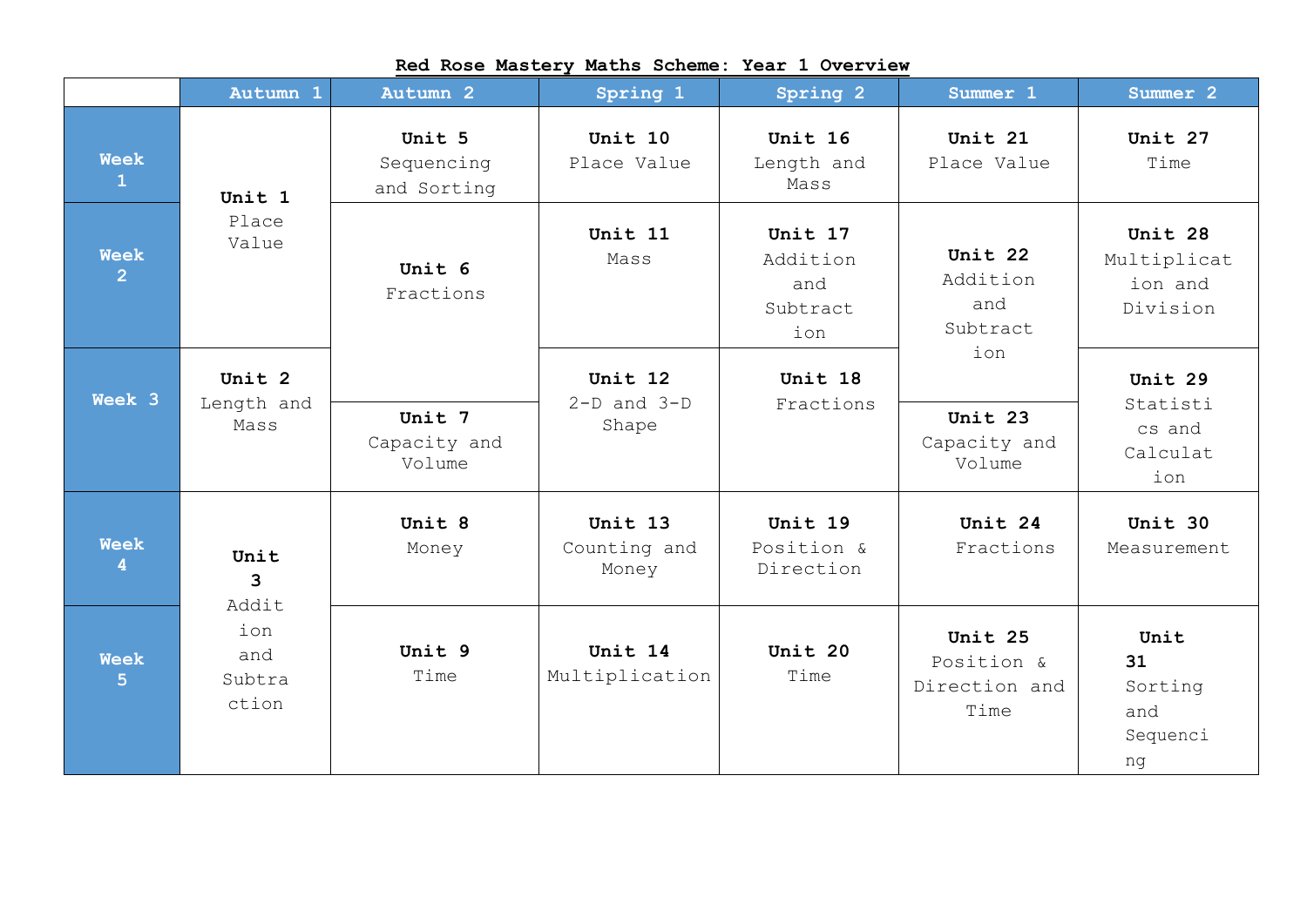**Red Rose Mastery Maths Scheme: Year 1 Overview**

| | Autumn 1 | Autumn 2 | Spring 1 | Spring 2 | Summer 1 | Summer 2 |
|---|---|---|---|---|---|---|
| Week 1 | **Unit 1** Place Value | **Unit 5** Sequencing and Sorting | **Unit 10** Place Value | **Unit 16** Length and Mass | **Unit 21** Place Value | **Unit 27** Time |
| Week 2 | | **Unit 6** Fractions | **Unit 11** Mass | **Unit 17** Addition and Subtraction | **Unit 22** Addition and Subtraction | **Unit 28** Multiplication and Division |
| Week 3 | **Unit 2** Length and Mass | **Unit 7** Capacity and Volume | **Unit 12** 2-D and 3-D Shape | **Unit 18** Fractions | **Unit 23** Capacity and Volume | **Unit 29** Statistics and Calculation |
| Week 4 | **Unit 3** Addition and Subtraction | **Unit 8** Money | **Unit 13** Counting and Money | **Unit 19** Position & Direction | **Unit 24** Fractions | **Unit 30** Measurement |
| Week 5 | | **Unit 9** Time | **Unit 14** Multiplication | **Unit 20** Time | **Unit 25** Position & Direction and Time | **Unit 31** Sorting and Sequencing |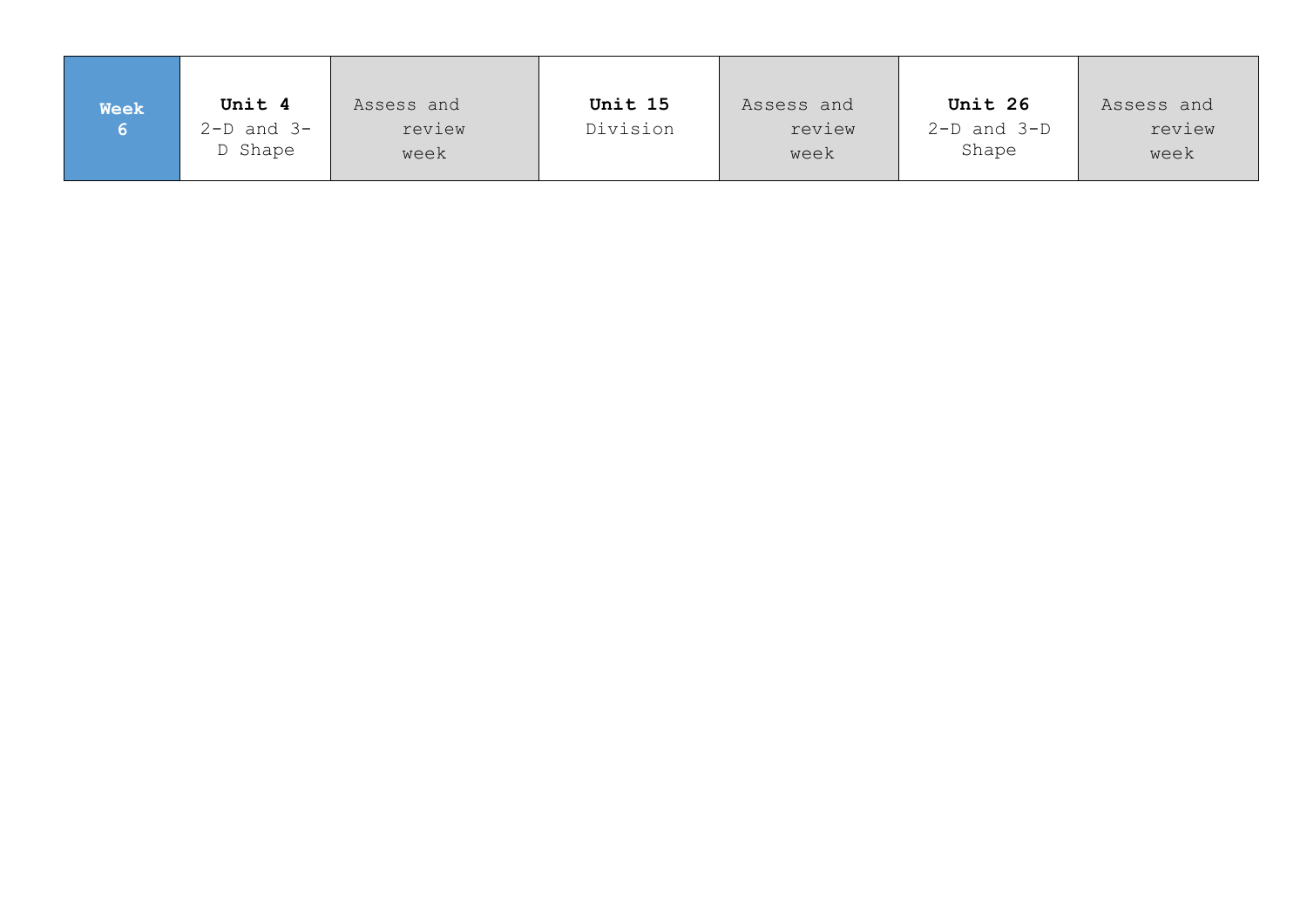| **Week 6** | **Unit 4** 2-D and 3-D Shape | Assess and review week | **Unit 15** Division | Assess and review week | **Unit 26** 2-D and 3-D Shape | Assess and review week |
|---|---|---|---|---|---|---|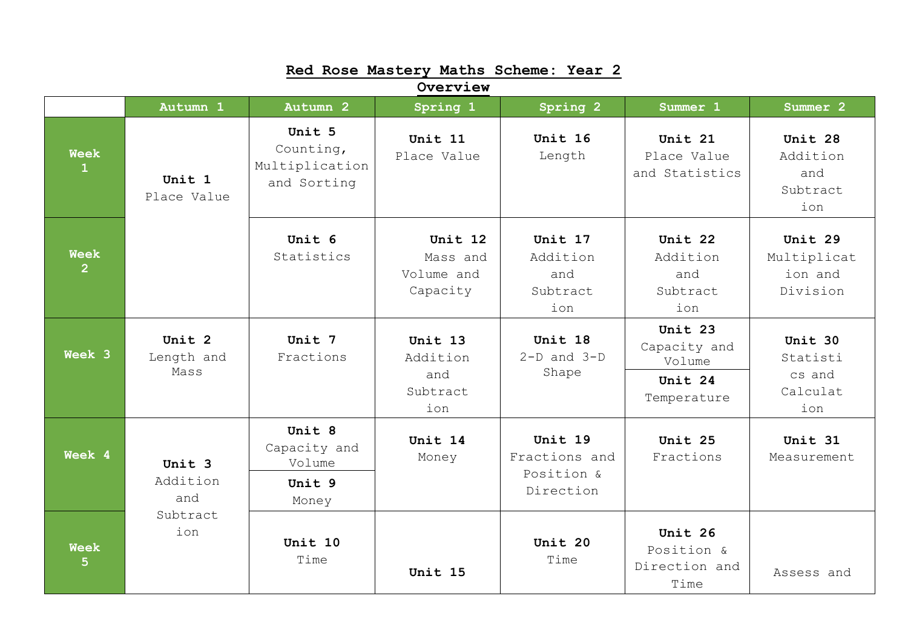**Red Rose Mastery Maths Scheme: Year 2**
**Overview**

| | Autumn 1 | Autumn 2 | Spring 1 | Spring 2 | Summer 1 | Summer 2 |
|---|---|---|---|---|---|---|
| Week 1 | **Unit 1** Place Value | **Unit 5** Counting, Multiplication and Sorting | **Unit 11** Place Value | **Unit 16** Length | **Unit 21** Place Value and Statistics | **Unit 28** Addition and Subtraction |
| Week 2 | | **Unit 6** Statistics | **Unit 12** Mass and Volume and Capacity | **Unit 17** Addition and Subtraction | **Unit 22** Addition and Subtraction | **Unit 29** Multiplication and Division |
| Week 3 | **Unit 2** Length and Mass | **Unit 7** Fractions | **Unit 13** Addition and Subtraction | **Unit 18** 2-D and 3-D Shape | **Unit 23** Capacity and Volume<br>**Unit 24** Temperature | **Unit 30** Statistics and Calculation |
| Week 4 | **Unit 3** Addition and Subtraction | **Unit 8** Capacity and Volume<br>**Unit 9** Money | **Unit 14** Money | **Unit 19** Fractions and Position & Direction | **Unit 25** Fractions | **Unit 31** Measurement |
| Week 5 | | **Unit 10** Time | **Unit 15** | **Unit 20** Time | **Unit 26** Position & Direction and Time | Assess and |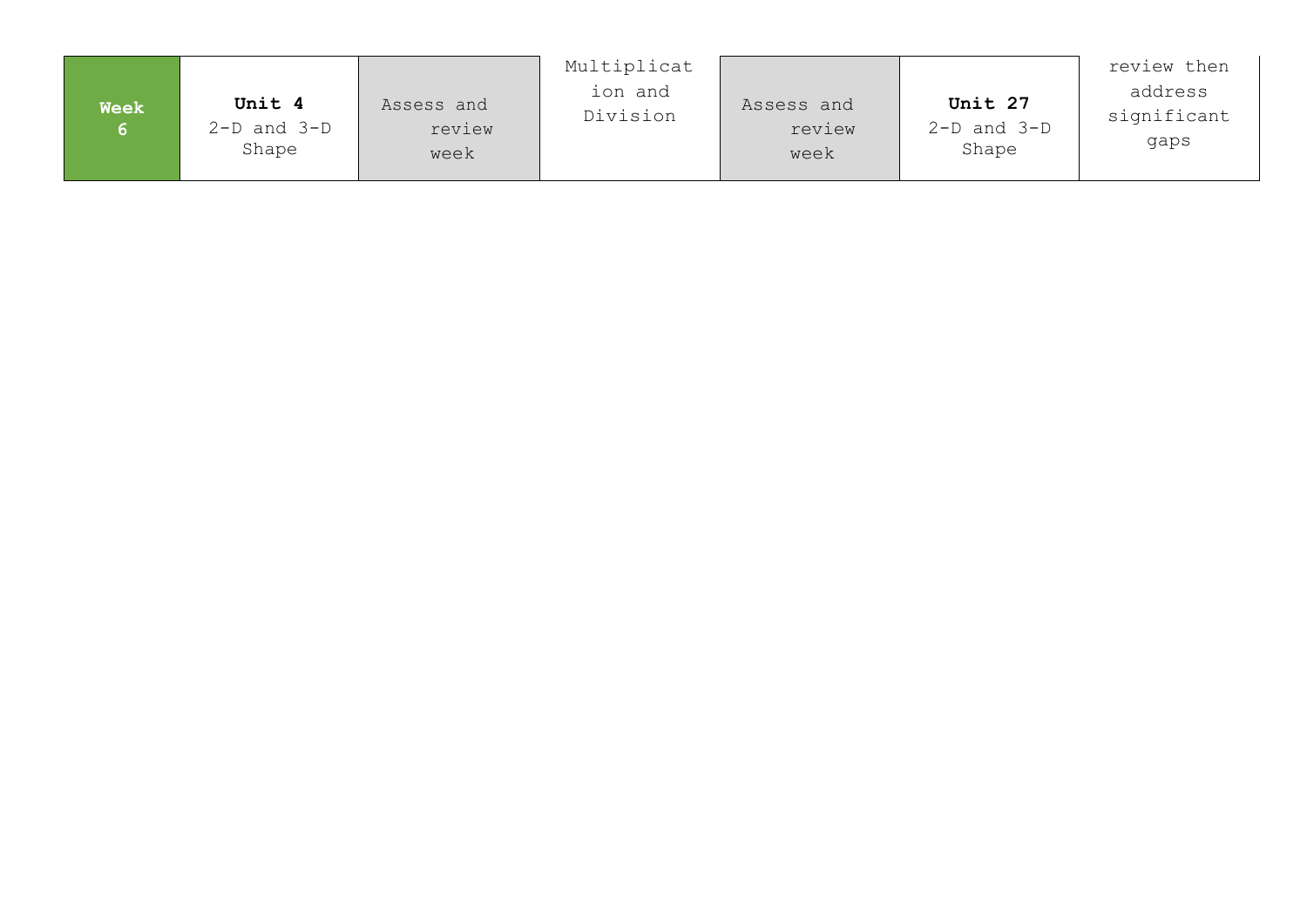| Week 6 | **Unit 4** 2-D and 3-D Shape | Assess and review week | Multiplication and Division | Assess and review week | **Unit 27** 2-D and 3-D Shape | review then address significant gaps |
|---|---|---|---|---|---|---|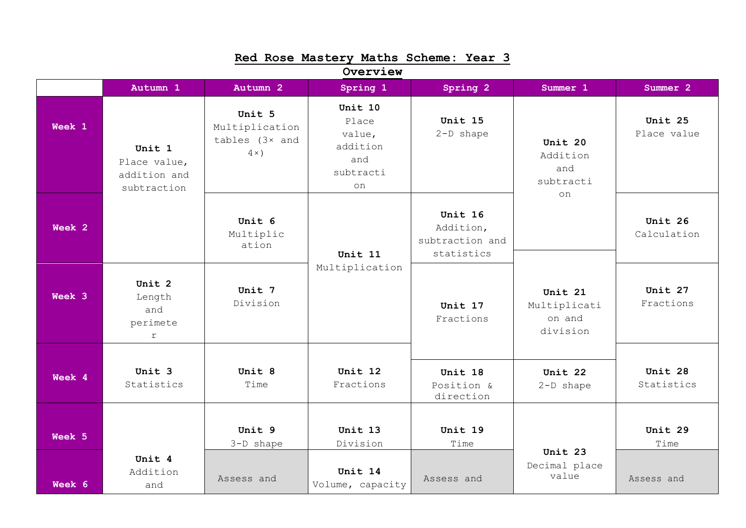# Red Rose Mastery Maths Scheme: Year 3 Overview

| | Autumn 1 | Autumn 2 | Spring 1 | Spring 2 | Summer 1 | Summer 2 |
|---|---|---|---|---|---|---|
| Week 1 | **Unit 1** Place value, addition and subtraction | **Unit 5** Multiplication tables (3× and 4×) | **Unit 10** Place value, addition and subtraction | **Unit 15** 2-D shape | **Unit 20** Addition and subtraction | **Unit 25** Place value |
| Week 2 | | **Unit 6** Multiplication | **Unit 11** Multiplication | **Unit 16** Addition, subtraction and statistics | | **Unit 26** Calculation |
| Week 3 | **Unit 2** Length and perimeter | **Unit 7** Division | | **Unit 17** Fractions | **Unit 21** Multiplication and division | **Unit 27** Fractions |
| Week 4 | **Unit 3** Statistics | **Unit 8** Time | **Unit 12** Fractions | **Unit 18** Position & direction | **Unit 22** 2-D shape | **Unit 28** Statistics |
| Week 5 | **Unit 4** Addition and | **Unit 9** 3-D shape | **Unit 13** Division | **Unit 19** Time | **Unit 23** Decimal place value | **Unit 29** Time |
| Week 6 | | Assess and | **Unit 14** Volume, capacity | Assess and | | Assess and |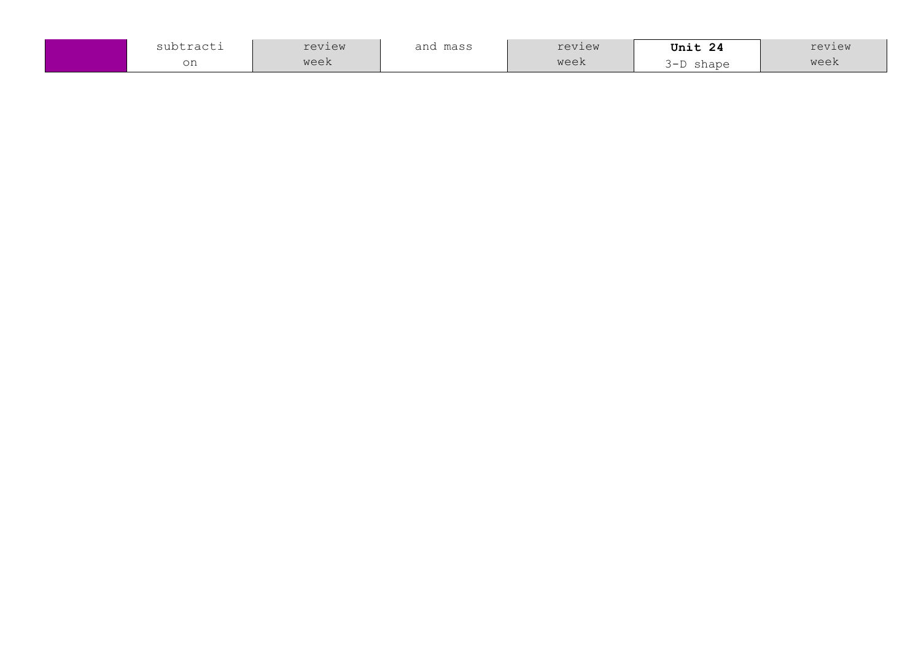|  | subtraction | review week | and mass | review week | **Unit 24** 3-D shape | review week |
|---|---|---|---|---|---|---|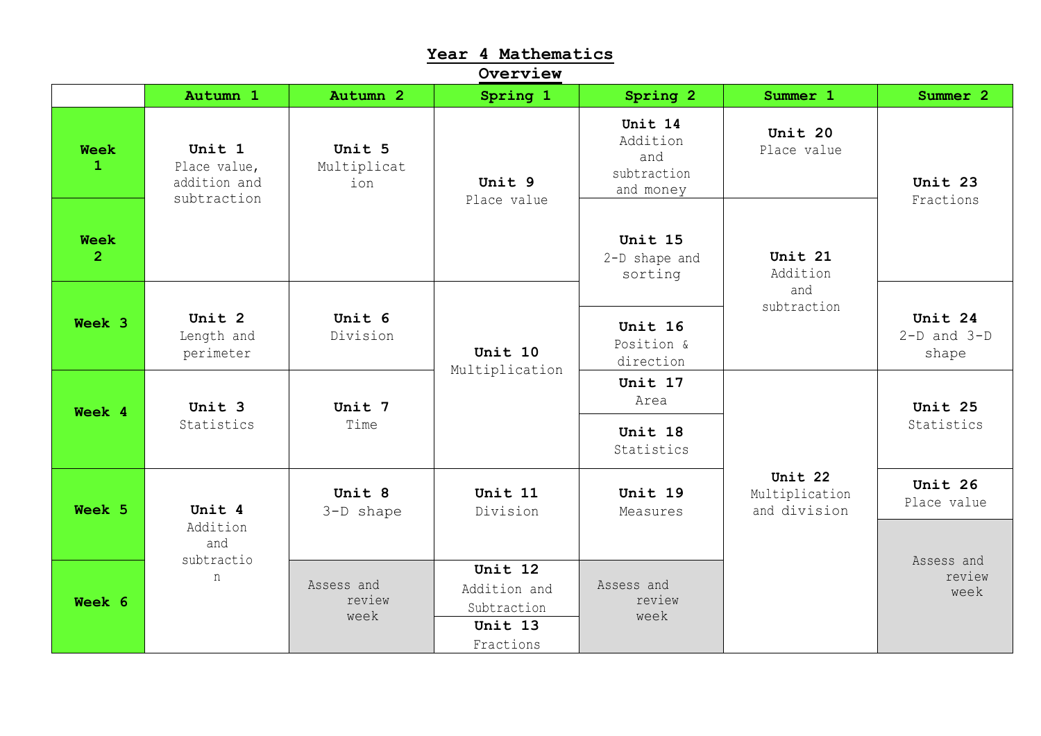# Year 4 Mathematics Overview

| | Autumn 1 | Autumn 2 | Spring 1 | Spring 2 | Summer 1 | Summer 2 |
|---|---|---|---|---|---|---|
| Week 1 | **Unit 1** Place value, addition and subtraction | **Unit 5** Multiplication | **Unit 9** Place value | **Unit 14** Addition and subtraction and money | **Unit 20** Place value | **Unit 23** Fractions |
| Week 2 | | | | **Unit 15** 2-D shape and sorting | **Unit 21** Addition and subtraction | |
| Week 3 | **Unit 2** Length and perimeter | **Unit 6** Division | **Unit 10** Multiplication | **Unit 16** Position & direction | | **Unit 24** 2-D and 3-D shape |
| Week 4 | **Unit 3** Statistics | **Unit 7** Time | | **Unit 17** Area<br>**Unit 18** Statistics | **Unit 22** Multiplication and division | **Unit 25** Statistics |
| Week 5 | **Unit 4** Addition and subtraction | **Unit 8** 3-D shape | **Unit 11** Division | **Unit 19** Measures | | **Unit 26** Place value<br>Assess and review week |
| Week 6 | | Assess and review week | **Unit 12** Addition and Subtraction<br>**Unit 13** Fractions | Assess and review week | | |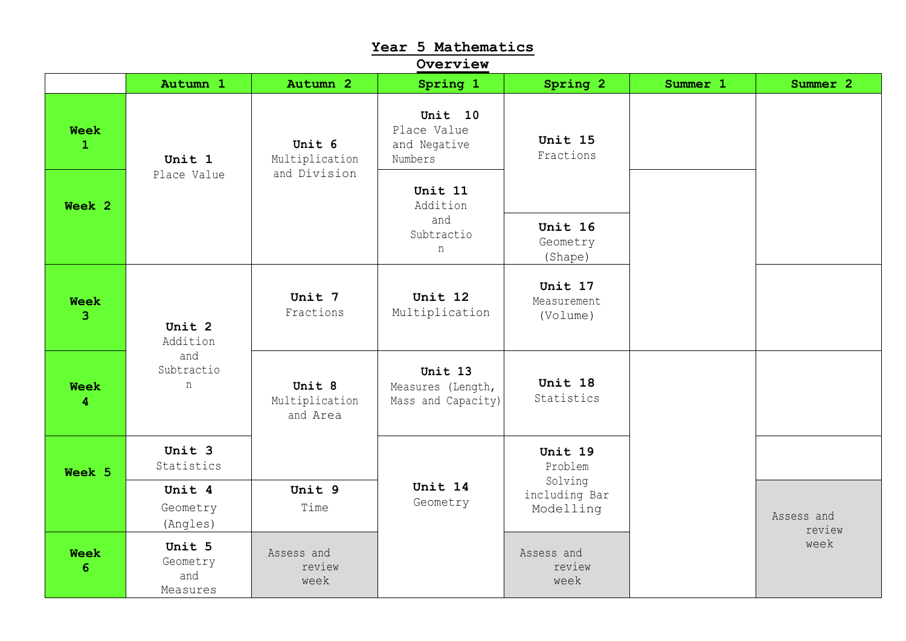# Year 5 Mathematics Overview

| | Autumn 1 | Autumn 2 | Spring 1 | Spring 2 | Summer 1 | Summer 2 |
|---|---|---|---|---|---|---|
| Week 1 | **Unit 1** Place Value | **Unit 6** Multiplication and Division | **Unit 10** Place Value and Negative Numbers | **Unit 15** Fractions | | |
| Week 2 | | | **Unit 11** Addition and Subtraction | **Unit 16** Geometry (Shape) | | |
| Week 3 | **Unit 2** Addition and Subtraction | **Unit 7** Fractions | **Unit 12** Multiplication | **Unit 17** Measurement (Volume) | | |
| Week 4 | | **Unit 8** Multiplication and Area | **Unit 13** Measures (Length, Mass and Capacity) | **Unit 18** Statistics | | |
| Week 5 | **Unit 3** Statistics | | **Unit 14** Geometry | **Unit 19** Problem Solving including Bar Modelling | | |
| | **Unit 4** Geometry (Angles) | **Unit 9** Time | | | | Assess and review week |
| Week 6 | **Unit 5** Geometry and Measures | Assess and review week | | Assess and review week | | |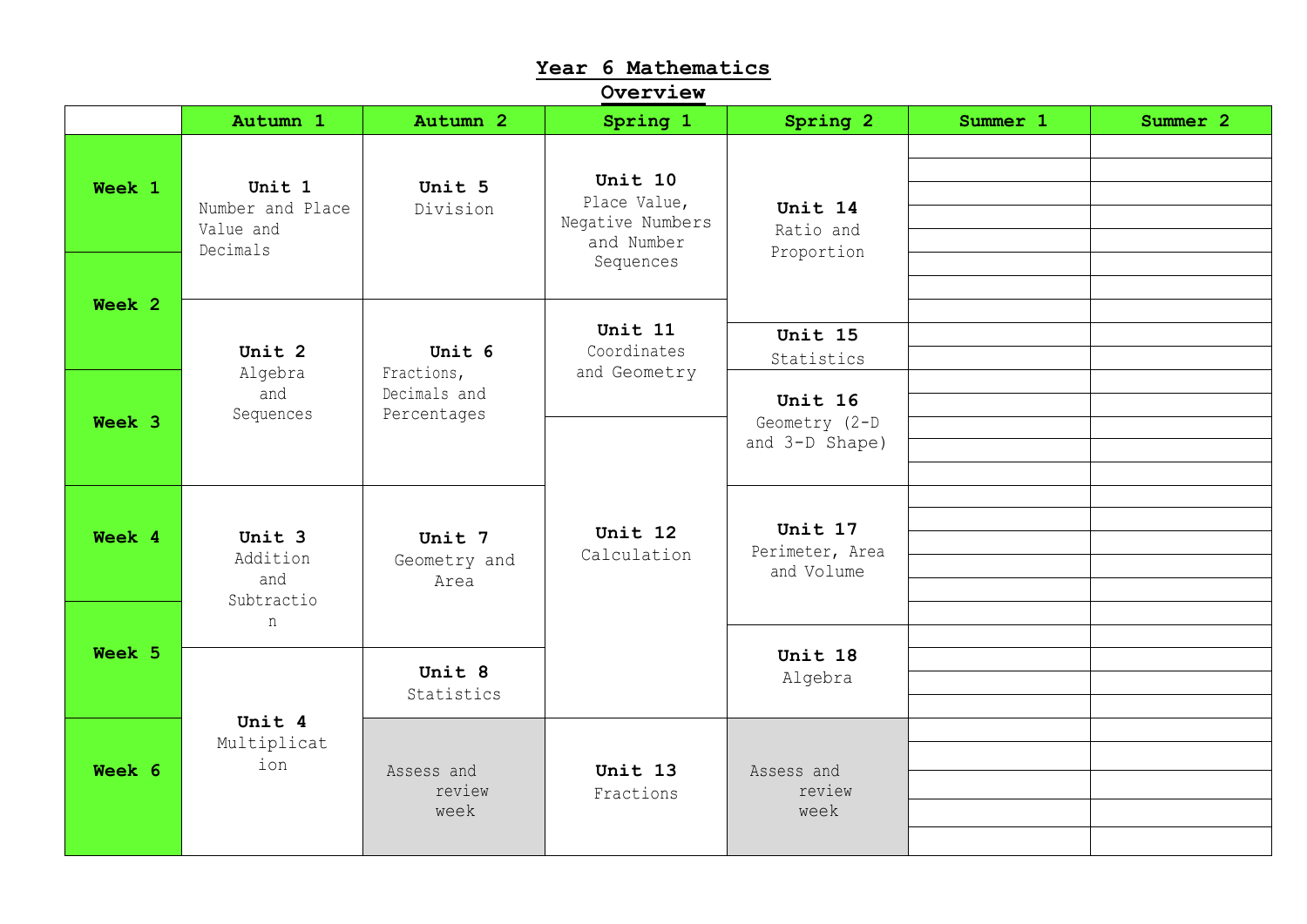# Year 6 Mathematics Overview

| | Autumn 1 | Autumn 2 | Spring 1 | Spring 2 | Summer 1 | Summer 2 |
|---|---|---|---|---|---|---|
| Week 1 | **Unit 1** Number and Place Value and Decimals | **Unit 5** Division | **Unit 10** Place Value, Negative Numbers and Number Sequences | **Unit 14** Ratio and Proportion | | |
| Week 2 | **Unit 2** Algebra and Sequences | **Unit 6** Fractions, Decimals and Percentages | **Unit 11** Coordinates and Geometry | **Unit 15** Statistics | | |
| Week 3 | | | **Unit 12** Calculation | **Unit 16** Geometry (2-D and 3-D Shape) | | |
| Week 4 | **Unit 3** Addition and Subtraction | **Unit 7** Geometry and Area | | **Unit 17** Perimeter, Area and Volume | | |
| Week 5 | **Unit 4** Multiplication | **Unit 8** Statistics | | **Unit 18** Algebra | | |
| Week 6 | | Assess and review week | **Unit 13** Fractions | Assess and review week | | |